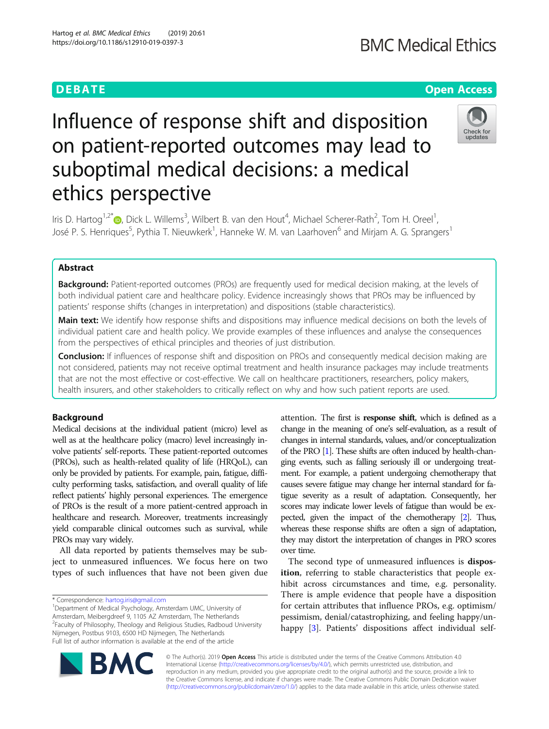DEBATE

Open Access

# Influence of response shift and disposition on patient-reported outcomes may lead to suboptimal medical decisions: a medical ethics perspective

Iris D. Hartog[1,2*], Dick L. Willems[3], Wilbert B. van den Hout[4], Michael Scherer-Rath[2], Tom H. Oreel[1], José P. S. Henriques[5], Pythia T. Nieuwkerk[1], Hanneke W. M. van Laarhoven[6] and Mirjam A. G. Sprangers[1]

## Abstract

**Background:** Patient-reported outcomes (PROs) are frequently used for medical decision making, at the levels of both individual patient care and healthcare policy. Evidence increasingly shows that PROs may be influenced by patients' response shifts (changes in interpretation) and dispositions (stable characteristics).

**Main text:** We identify how response shifts and dispositions may influence medical decisions on both the levels of individual patient care and health policy. We provide examples of these influences and analyse the consequences from the perspectives of ethical principles and theories of just distribution.

**Conclusion:** If influences of response shift and disposition on PROs and consequently medical decision making are not considered, patients may not receive optimal treatment and health insurance packages may include treatments that are not the most effective or cost-effective. We call on healthcare practitioners, researchers, policy makers, health insurers, and other stakeholders to critically reflect on why and how such patient reports are used.

## Background

Medical decisions at the individual patient (micro) level as well as at the healthcare policy (macro) level increasingly involve patients' self-reports. These patient-reported outcomes (PROs), such as health-related quality of life (HRQoL), can only be provided by patients. For example, pain, fatigue, difficulty performing tasks, satisfaction, and overall quality of life reflect patients' highly personal experiences. The emergence of PROs is the result of a more patient-centred approach in healthcare and research. Moreover, treatments increasingly yield comparable clinical outcomes such as survival, while PROs may vary widely.

All data reported by patients themselves may be subject to unmeasured influences. We focus here on two types of such influences that have not been given due attention. The first is **response shift**, which is defined as a change in the meaning of one's self-evaluation, as a result of changes in internal standards, values, and/or conceptualization of the PRO [1]. These shifts are often induced by health-changing events, such as falling seriously ill or undergoing treatment. For example, a patient undergoing chemotherapy that causes severe fatigue may change her internal standard for fatigue severity as a result of adaptation. Consequently, her scores may indicate lower levels of fatigue than would be expected, given the impact of the chemotherapy [2]. Thus, whereas these response shifts are often a sign of adaptation, they may distort the interpretation of changes in PRO scores over time.

The second type of unmeasured influences is **disposition**, referring to stable characteristics that people exhibit across circumstances and time, e.g. personality. There is ample evidence that people have a disposition for certain attributes that influence PROs, e.g. optimism/pessimism, denial/catastrophizing, and feeling happy/unhappy [3]. Patients' dispositions affect individual self-

* Correspondence: hartog.iris@gmail.com
[1]Department of Medical Psychology, Amsterdam UMC, University of Amsterdam, Meibergdreef 9, 1105 AZ Amsterdam, The Netherlands
[2]Faculty of Philosophy, Theology and Religious Studies, Radboud University Nijmegen, Postbus 9103, 6500 HD Nijmegen, The Netherlands
Full list of author information is available at the end of the article

© The Author(s). 2019 **Open Access** This article is distributed under the terms of the Creative Commons Attribution 4.0 International License (http://creativecommons.org/licenses/by/4.0/), which permits unrestricted use, distribution, and reproduction in any medium, provided you give appropriate credit to the original author(s) and the source, provide a link to the Creative Commons license, and indicate if changes were made. The Creative Commons Public Domain Dedication waiver (http://creativecommons.org/publicdomain/zero/1.0/) applies to the data made available in this article, unless otherwise stated.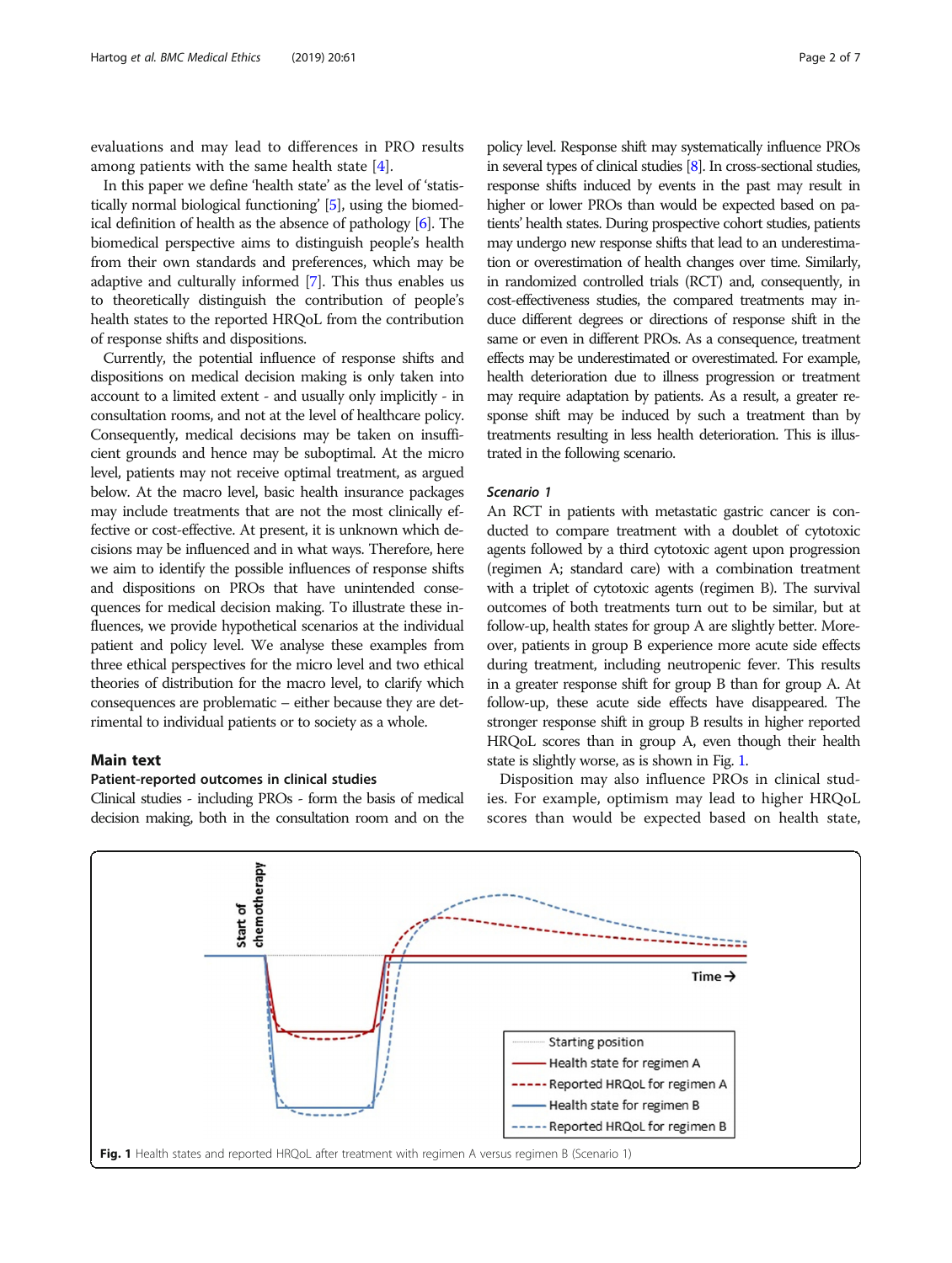evaluations and may lead to differences in PRO results among patients with the same health state [4].

In this paper we define 'health state' as the level of 'statistically normal biological functioning' [5], using the biomedical definition of health as the absence of pathology [6]. The biomedical perspective aims to distinguish people's health from their own standards and preferences, which may be adaptive and culturally informed [7]. This thus enables us to theoretically distinguish the contribution of people's health states to the reported HRQoL from the contribution of response shifts and dispositions.

Currently, the potential influence of response shifts and dispositions on medical decision making is only taken into account to a limited extent - and usually only implicitly - in consultation rooms, and not at the level of healthcare policy. Consequently, medical decisions may be taken on insufficient grounds and hence may be suboptimal. At the micro level, patients may not receive optimal treatment, as argued below. At the macro level, basic health insurance packages may include treatments that are not the most clinically effective or cost-effective. At present, it is unknown which decisions may be influenced and in what ways. Therefore, here we aim to identify the possible influences of response shifts and dispositions on PROs that have unintended consequences for medical decision making. To illustrate these influences, we provide hypothetical scenarios at the individual patient and policy level. We analyse these examples from three ethical perspectives for the micro level and two ethical theories of distribution for the macro level, to clarify which consequences are problematic – either because they are detrimental to individual patients or to society as a whole.

## Main text

### Patient-reported outcomes in clinical studies

Clinical studies - including PROs - form the basis of medical decision making, both in the consultation room and on the policy level. Response shift may systematically influence PROs in several types of clinical studies [8]. In cross-sectional studies, response shifts induced by events in the past may result in higher or lower PROs than would be expected based on patients' health states. During prospective cohort studies, patients may undergo new response shifts that lead to an underestimation or overestimation of health changes over time. Similarly, in randomized controlled trials (RCT) and, consequently, in cost-effectiveness studies, the compared treatments may induce different degrees or directions of response shift in the same or even in different PROs. As a consequence, treatment effects may be underestimated or overestimated. For example, health deterioration due to illness progression or treatment may require adaptation by patients. As a result, a greater response shift may be induced by such a treatment than by treatments resulting in less health deterioration. This is illustrated in the following scenario.

#### *Scenario 1*

An RCT in patients with metastatic gastric cancer is conducted to compare treatment with a doublet of cytotoxic agents followed by a third cytotoxic agent upon progression (regimen A; standard care) with a combination treatment with a triplet of cytotoxic agents (regimen B). The survival outcomes of both treatments turn out to be similar, but at follow-up, health states for group A are slightly better. Moreover, patients in group B experience more acute side effects during treatment, including neutropenic fever. This results in a greater response shift for group B than for group A. At follow-up, these acute side effects have disappeared. The stronger response shift in group B results in higher reported HRQoL scores than in group A, even though their health state is slightly worse, as is shown in Fig. 1.

Disposition may also influence PROs in clinical studies. For example, optimism may lead to higher HRQoL scores than would be expected based on health state,

**Fig. 1** Health states and reported HRQoL after treatment with regimen A versus regimen B (Scenario 1)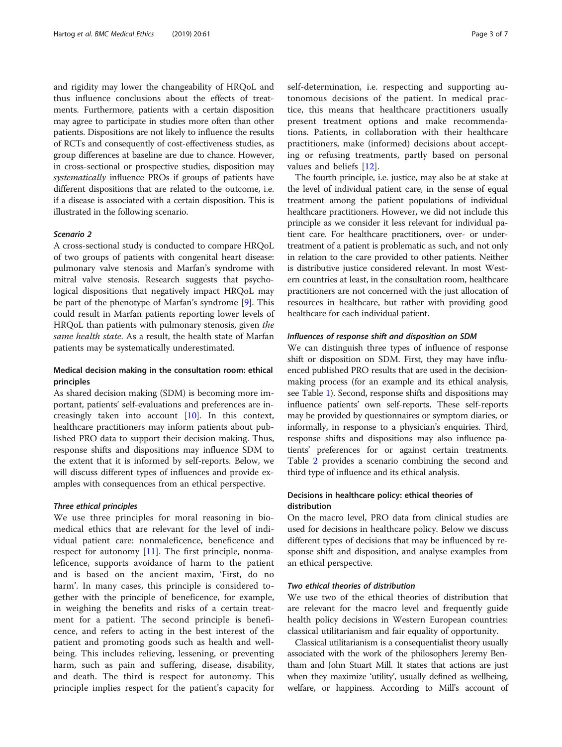and rigidity may lower the changeability of HRQoL and thus influence conclusions about the effects of treatments. Furthermore, patients with a certain disposition may agree to participate in studies more often than other patients. Dispositions are not likely to influence the results of RCTs and consequently of cost-effectiveness studies, as group differences at baseline are due to chance. However, in cross-sectional or prospective studies, disposition may *systematically* influence PROs if groups of patients have different dispositions that are related to the outcome, i.e. if a disease is associated with a certain disposition. This is illustrated in the following scenario.

#### *Scenario 2*

A cross-sectional study is conducted to compare HRQoL of two groups of patients with congenital heart disease: pulmonary valve stenosis and Marfan's syndrome with mitral valve stenosis. Research suggests that psychological dispositions that negatively impact HRQoL may be part of the phenotype of Marfan's syndrome [9]. This could result in Marfan patients reporting lower levels of HRQoL than patients with pulmonary stenosis, given *the same health state*. As a result, the health state of Marfan patients may be systematically underestimated.

## Medical decision making in the consultation room: ethical principles

As shared decision making (SDM) is becoming more important, patients' self-evaluations and preferences are increasingly taken into account [10]. In this context, healthcare practitioners may inform patients about published PRO data to support their decision making. Thus, response shifts and dispositions may influence SDM to the extent that it is informed by self-reports. Below, we will discuss different types of influences and provide examples with consequences from an ethical perspective.

### *Three ethical principles*

We use three principles for moral reasoning in biomedical ethics that are relevant for the level of individual patient care: nonmaleficence, beneficence and respect for autonomy [11]. The first principle, nonmaleficence, supports avoidance of harm to the patient and is based on the ancient maxim, 'First, do no harm'. In many cases, this principle is considered together with the principle of beneficence, for example, in weighing the benefits and risks of a certain treatment for a patient. The second principle is beneficence, and refers to acting in the best interest of the patient and promoting goods such as health and wellbeing. This includes relieving, lessening, or preventing harm, such as pain and suffering, disease, disability, and death. The third is respect for autonomy. This principle implies respect for the patient's capacity for self-determination, i.e. respecting and supporting autonomous decisions of the patient. In medical practice, this means that healthcare practitioners usually present treatment options and make recommendations. Patients, in collaboration with their healthcare practitioners, make (informed) decisions about accepting or refusing treatments, partly based on personal values and beliefs [12].

The fourth principle, i.e. justice, may also be at stake at the level of individual patient care, in the sense of equal treatment among the patient populations of individual healthcare practitioners. However, we did not include this principle as we consider it less relevant for individual patient care. For healthcare practitioners, over- or undertreatment of a patient is problematic as such, and not only in relation to the care provided to other patients. Neither is distributive justice considered relevant. In most Western countries at least, in the consultation room, healthcare practitioners are not concerned with the just allocation of resources in healthcare, but rather with providing good healthcare for each individual patient.

### *Influences of response shift and disposition on SDM*

We can distinguish three types of influence of response shift or disposition on SDM. First, they may have influenced published PRO results that are used in the decision-making process (for an example and its ethical analysis, see Table 1). Second, response shifts and dispositions may influence patients' own self-reports. These self-reports may be provided by questionnaires or symptom diaries, or informally, in response to a physician's enquiries. Third, response shifts and dispositions may also influence patients' preferences for or against certain treatments. Table 2 provides a scenario combining the second and third type of influence and its ethical analysis.

## Decisions in healthcare policy: ethical theories of distribution

On the macro level, PRO data from clinical studies are used for decisions in healthcare policy. Below we discuss different types of decisions that may be influenced by response shift and disposition, and analyse examples from an ethical perspective.

### *Two ethical theories of distribution*

We use two of the ethical theories of distribution that are relevant for the macro level and frequently guide health policy decisions in Western European countries: classical utilitarianism and fair equality of opportunity.

Classical utilitarianism is a consequentialist theory usually associated with the work of the philosophers Jeremy Bentham and John Stuart Mill. It states that actions are just when they maximize 'utility', usually defined as wellbeing, welfare, or happiness. According to Mill's account of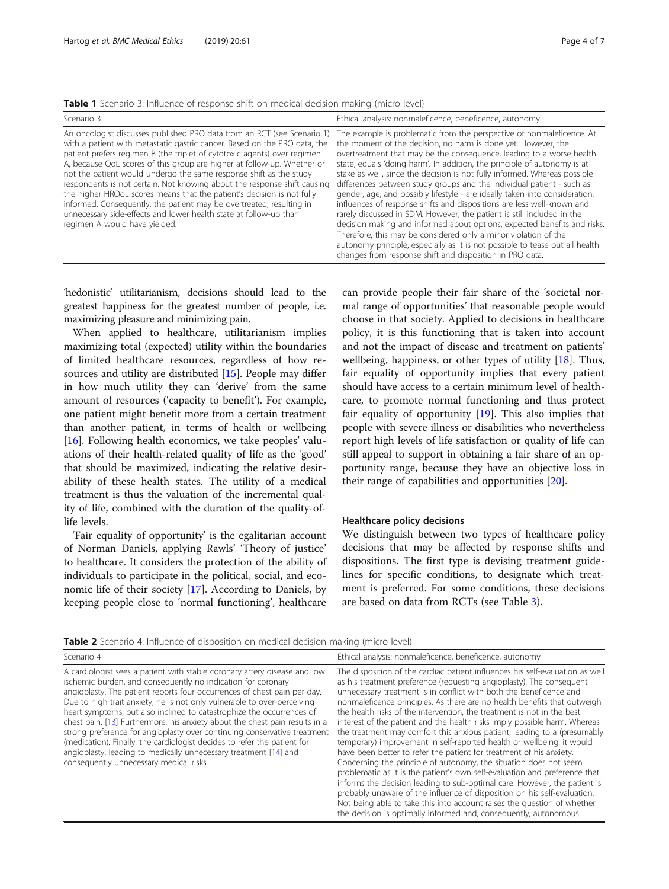**Table 1** Scenario 3: Influence of response shift on medical decision making (micro level)

| Scenario 3 | Ethical analysis: nonmaleficence, beneficence, autonomy |
| --- | --- |
| An oncologist discusses published PRO data from an RCT (see Scenario 1) with a patient with metastatic gastric cancer. Based on the PRO data, the patient prefers regimen B (the triplet of cytotoxic agents) over regimen A, because QoL scores of this group are higher at follow-up. Whether or not the patient would undergo the same response shift as the study respondents is not certain. Not knowing about the response shift causing the higher HRQoL scores means that the patient's decision is not fully informed. Consequently, the patient may be overtreated, resulting in unnecessary side-effects and lower health state at follow-up than regimen A would have yielded. | The example is problematic from the perspective of nonmaleficence. At the moment of the decision, no harm is done yet. However, the overtreatment that may be the consequence, leading to a worse health state, equals 'doing harm'. In addition, the principle of autonomy is at stake as well, since the decision is not fully informed. Whereas possible differences between study groups and the individual patient - such as gender, age, and possibly lifestyle - are ideally taken into consideration, influences of response shifts and dispositions are less well-known and rarely discussed in SDM. However, the patient is still included in the decision making and informed about options, expected benefits and risks. Therefore, this may be considered only a minor violation of the autonomy principle, especially as it is not possible to tease out all health changes from response shift and disposition in PRO data. |

'hedonistic' utilitarianism, decisions should lead to the greatest happiness for the greatest number of people, i.e. maximizing pleasure and minimizing pain.

When applied to healthcare, utilitarianism implies maximizing total (expected) utility within the boundaries of limited healthcare resources, regardless of how resources and utility are distributed [15]. People may differ in how much utility they can 'derive' from the same amount of resources ('capacity to benefit'). For example, one patient might benefit more from a certain treatment than another patient, in terms of health or wellbeing [16]. Following health economics, we take peoples' valuations of their health-related quality of life as the 'good' that should be maximized, indicating the relative desirability of these health states. The utility of a medical treatment is thus the valuation of the incremental quality of life, combined with the duration of the quality-of-life levels.

'Fair equality of opportunity' is the egalitarian account of Norman Daniels, applying Rawls' 'Theory of justice' to healthcare. It considers the protection of the ability of individuals to participate in the political, social, and economic life of their society [17]. According to Daniels, by keeping people close to 'normal functioning', healthcare can provide people their fair share of the 'societal normal range of opportunities' that reasonable people would choose in that society. Applied to decisions in healthcare policy, it is this functioning that is taken into account and not the impact of disease and treatment on patients' wellbeing, happiness, or other types of utility [18]. Thus, fair equality of opportunity implies that every patient should have access to a certain minimum level of healthcare, to promote normal functioning and thus protect fair equality of opportunity [19]. This also implies that people with severe illness or disabilities who nevertheless report high levels of life satisfaction or quality of life can still appeal to support in obtaining a fair share of an opportunity range, because they have an objective loss in their range of capabilities and opportunities [20].

### Healthcare policy decisions

We distinguish between two types of healthcare policy decisions that may be affected by response shifts and dispositions. The first type is devising treatment guidelines for specific conditions, to designate which treatment is preferred. For some conditions, these decisions are based on data from RCTs (see Table 3).

**Table 2** Scenario 4: Influence of disposition on medical decision making (micro level)

| Scenario 4 | Ethical analysis: nonmaleficence, beneficence, autonomy |
| --- | --- |
| A cardiologist sees a patient with stable coronary artery disease and low ischemic burden, and consequently no indication for coronary angioplasty. The patient reports four occurrences of chest pain per day. Due to high trait anxiety, he is not only vulnerable to over-perceiving heart symptoms, but also inclined to catastrophize the occurrences of chest pain. [13] Furthermore, his anxiety about the chest pain results in a strong preference for angioplasty over continuing conservative treatment (medication). Finally, the cardiologist decides to refer the patient for angioplasty, leading to medically unnecessary treatment [14] and consequently unnecessary medical risks. | The disposition of the cardiac patient influences his self-evaluation as well as his treatment preference (requesting angioplasty). The consequent unnecessary treatment is in conflict with both the beneficence and nonmaleficence principles. As there are no health benefits that outweigh the health risks of the intervention, the treatment is not in the best interest of the patient and the health risks imply possible harm. Whereas the treatment may comfort this anxious patient, leading to a (presumably temporary) improvement in self-reported health or wellbeing, it would have been better to refer the patient for treatment of his anxiety. Concerning the principle of autonomy, the situation does not seem problematic as it is the patient's own self-evaluation and preference that informs the decision leading to sub-optimal care. However, the patient is probably unaware of the influence of disposition on his self-evaluation. Not being able to take this into account raises the question of whether the decision is optimally informed and, consequently, autonomous. |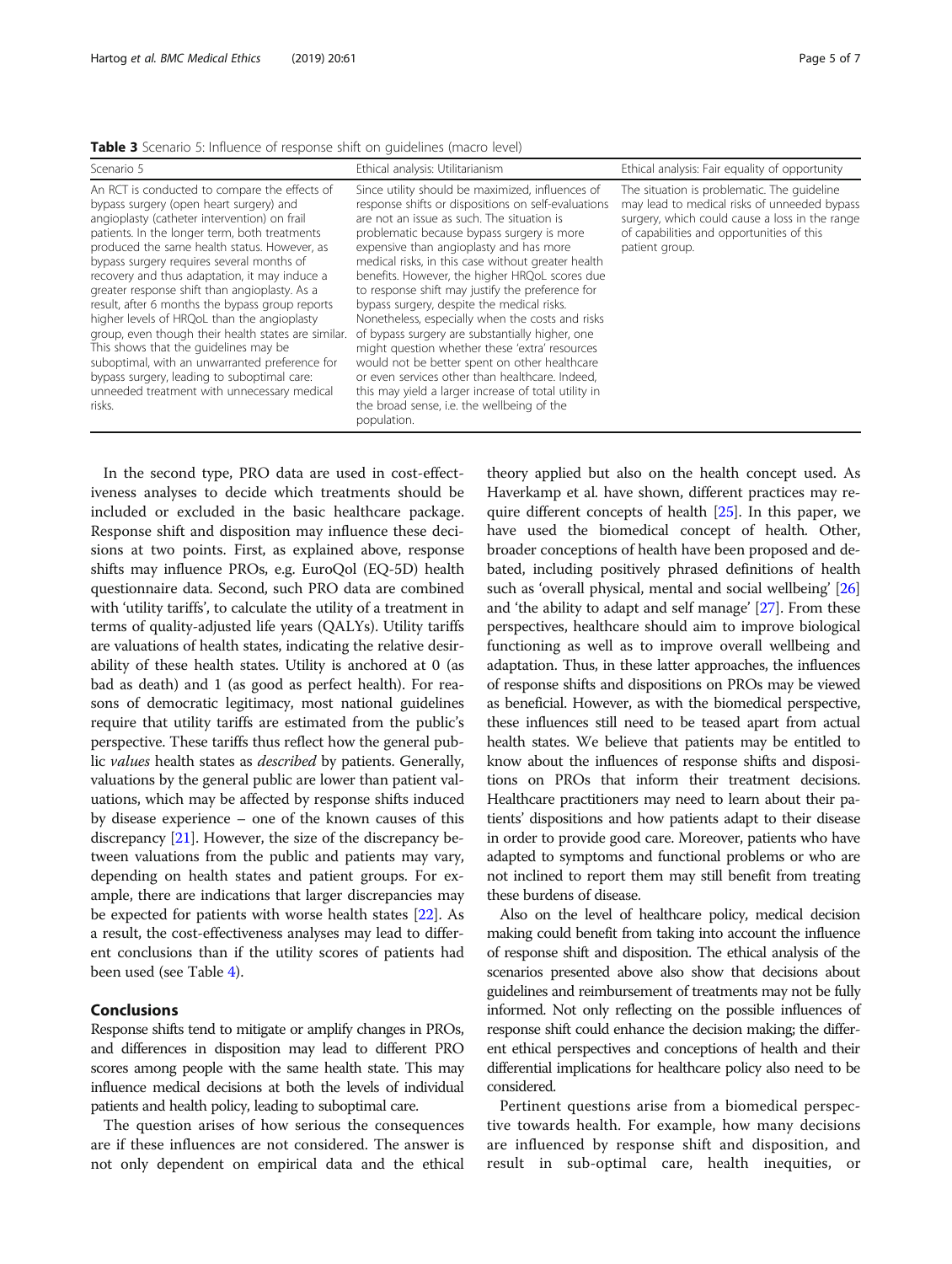**Table 3** Scenario 5: Influence of response shift on guidelines (macro level)

| Scenario 5 | Ethical analysis: Utilitarianism | Ethical analysis: Fair equality of opportunity |
| --- | --- | --- |
| An RCT is conducted to compare the effects of bypass surgery (open heart surgery) and angioplasty (catheter intervention) on frail patients. In the longer term, both treatments produced the same health status. However, as bypass surgery requires several months of recovery and thus adaptation, it may induce a greater response shift than angioplasty. As a result, after 6 months the bypass group reports higher levels of HRQoL than the angioplasty group, even though their health states are similar. This shows that the guidelines may be suboptimal, with an unwarranted preference for bypass surgery, leading to suboptimal care: unneeded treatment with unnecessary medical risks. | Since utility should be maximized, influences of response shifts or dispositions on self-evaluations are not an issue as such. The situation is problematic because bypass surgery is more expensive than angioplasty and has more medical risks, in this case without greater health benefits. However, the higher HRQoL scores due to response shift may justify the preference for bypass surgery, despite the medical risks. Nonetheless, especially when the costs and risks of bypass surgery are substantially higher, one might question whether these 'extra' resources would not be better spent on other healthcare or even services other than healthcare. Indeed, this may yield a larger increase of total utility in the broad sense, i.e. the wellbeing of the population. | The situation is problematic. The guideline may lead to medical risks of unneeded bypass surgery, which could cause a loss in the range of capabilities and opportunities of this patient group. |

In the second type, PRO data are used in cost-effectiveness analyses to decide which treatments should be included or excluded in the basic healthcare package. Response shift and disposition may influence these decisions at two points. First, as explained above, response shifts may influence PROs, e.g. EuroQol (EQ-5D) health questionnaire data. Second, such PRO data are combined with 'utility tariffs', to calculate the utility of a treatment in terms of quality-adjusted life years (QALYs). Utility tariffs are valuations of health states, indicating the relative desirability of these health states. Utility is anchored at 0 (as bad as death) and 1 (as good as perfect health). For reasons of democratic legitimacy, most national guidelines require that utility tariffs are estimated from the public's perspective. These tariffs thus reflect how the general public *values* health states as *described* by patients. Generally, valuations by the general public are lower than patient valuations, which may be affected by response shifts induced by disease experience – one of the known causes of this discrepancy [21]. However, the size of the discrepancy between valuations from the public and patients may vary, depending on health states and patient groups. For example, there are indications that larger discrepancies may be expected for patients with worse health states [22]. As a result, the cost-effectiveness analyses may lead to different conclusions than if the utility scores of patients had been used (see Table 4).

## Conclusions

Response shifts tend to mitigate or amplify changes in PROs, and differences in disposition may lead to different PRO scores among people with the same health state. This may influence medical decisions at both the levels of individual patients and health policy, leading to suboptimal care.

The question arises of how serious the consequences are if these influences are not considered. The answer is not only dependent on empirical data and the ethical theory applied but also on the health concept used. As Haverkamp et al. have shown, different practices may require different concepts of health [25]. In this paper, we have used the biomedical concept of health. Other, broader conceptions of health have been proposed and debated, including positively phrased definitions of health such as 'overall physical, mental and social wellbeing' [26] and 'the ability to adapt and self manage' [27]. From these perspectives, healthcare should aim to improve biological functioning as well as to improve overall wellbeing and adaptation. Thus, in these latter approaches, the influences of response shifts and dispositions on PROs may be viewed as beneficial. However, as with the biomedical perspective, these influences still need to be teased apart from actual health states. We believe that patients may be entitled to know about the influences of response shifts and dispositions on PROs that inform their treatment decisions. Healthcare practitioners may need to learn about their patients' dispositions and how patients adapt to their disease in order to provide good care. Moreover, patients who have adapted to symptoms and functional problems or who are not inclined to report them may still benefit from treating these burdens of disease.

Also on the level of healthcare policy, medical decision making could benefit from taking into account the influence of response shift and disposition. The ethical analysis of the scenarios presented above also show that decisions about guidelines and reimbursement of treatments may not be fully informed. Not only reflecting on the possible influences of response shift could enhance the decision making; the different ethical perspectives and conceptions of health and their differential implications for healthcare policy also need to be considered.

Pertinent questions arise from a biomedical perspective towards health. For example, how many decisions are influenced by response shift and disposition, and result in sub-optimal care, health inequities, or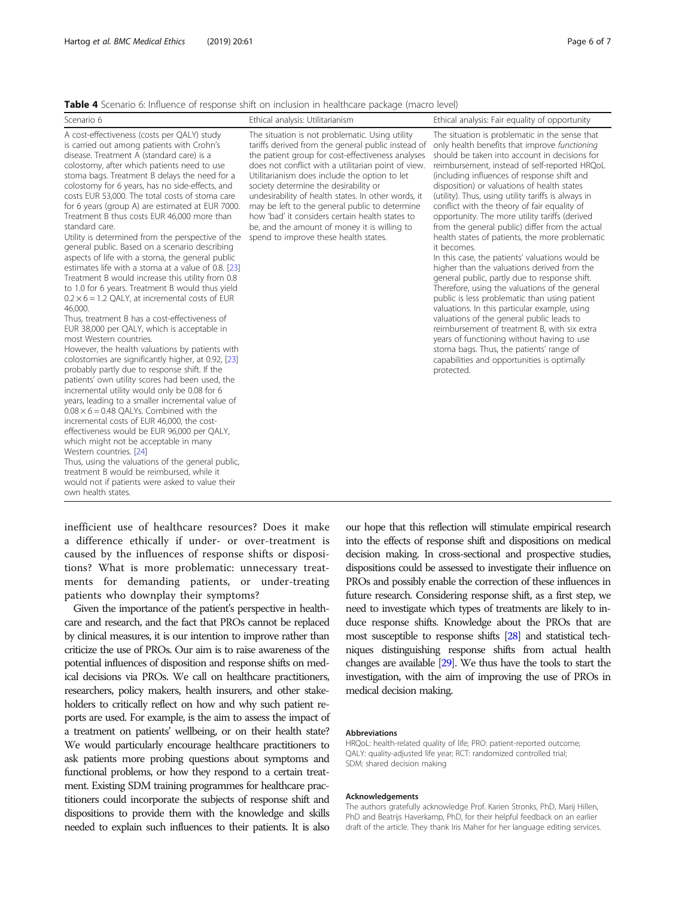**Table 4** Scenario 6: Influence of response shift on inclusion in healthcare package (macro level)

| Scenario 6 | Ethical analysis: Utilitarianism | Ethical analysis: Fair equality of opportunity |
|---|---|---|
| A cost-effectiveness (costs per QALY) study is carried out among patients with Crohn's disease. Treatment A (standard care) is a colostomy, after which patients need to use stoma bags. Treatment B delays the need for a colostomy for 6 years, has no side-effects, and costs EUR 53,000. The total costs of stoma care for 6 years (group A) are estimated at EUR 7000. Treatment B thus costs EUR 46,000 more than standard care.<br>Utility is determined from the perspective of the general public. Based on a scenario describing aspects of life with a stoma, the general public estimates life with a stoma at a value of 0.8. [23] Treatment B would increase this utility from 0.8 to 1.0 for 6 years. Treatment B would thus yield $0.2 \times 6 = 1.2$ QALY, at incremental costs of EUR 46,000.<br>Thus, treatment B has a cost-effectiveness of EUR 38,000 per QALY, which is acceptable in most Western countries.<br>However, the health valuations by patients with colostomies are significantly higher, at 0.92, [23] probably partly due to response shift. If the patients' own utility scores had been used, the incremental utility would only be 0.08 for 6 years, leading to a smaller incremental value of $0.08 \times 6 = 0.48$ QALYs. Combined with the incremental costs of EUR 46,000, the cost-effectiveness would be EUR 96,000 per QALY, which might not be acceptable in many Western countries. [24]<br>Thus, using the valuations of the general public, treatment B would be reimbursed, while it would not if patients were asked to value their own health states. | The situation is not problematic. Using utility tariffs derived from the general public instead of the patient group for cost-effectiveness analyses does not conflict with a utilitarian point of view. Utilitarianism does include the option to let society determine the desirability or undesirability of health states. In other words, it may be left to the general public to determine how 'bad' it considers certain health states to be, and the amount of money it is willing to spend to improve these health states. | The situation is problematic in the sense that only health benefits that improve *functioning* should be taken into account in decisions for reimbursement, instead of self-reported HRQoL (including influences of response shift and disposition) or valuations of health states (utility). Thus, using utility tariffs is always in conflict with the theory of fair equality of opportunity. The more utility tariffs (derived from the general public) differ from the actual health states of patients, the more problematic it becomes.<br>In this case, the patients' valuations would be higher than the valuations derived from the general public, partly due to response shift. Therefore, using the valuations of the general public is less problematic than using patient valuations. In this particular example, using valuations of the general public leads to reimbursement of treatment B, with six extra years of functioning without having to use stoma bags. Thus, the patients' range of capabilities and opportunities is optimally protected. |

inefficient use of healthcare resources? Does it make a difference ethically if under- or over-treatment is caused by the influences of response shifts or dispositions? What is more problematic: unnecessary treatments for demanding patients, or under-treating patients who downplay their symptoms?

Given the importance of the patient's perspective in healthcare and research, and the fact that PROs cannot be replaced by clinical measures, it is our intention to improve rather than criticize the use of PROs. Our aim is to raise awareness of the potential influences of disposition and response shifts on medical decisions via PROs. We call on healthcare practitioners, researchers, policy makers, health insurers, and other stakeholders to critically reflect on how and why such patient reports are used. For example, is the aim to assess the impact of a treatment on patients' wellbeing, or on their health state? We would particularly encourage healthcare practitioners to ask patients more probing questions about symptoms and functional problems, or how they respond to a certain treatment. Existing SDM training programmes for healthcare practitioners could incorporate the subjects of response shift and dispositions to provide them with the knowledge and skills needed to explain such influences to their patients. It is also our hope that this reflection will stimulate empirical research into the effects of response shift and dispositions on medical decision making. In cross-sectional and prospective studies, dispositions could be assessed to investigate their influence on PROs and possibly enable the correction of these influences in future research. Considering response shift, as a first step, we need to investigate which types of treatments are likely to induce response shifts. Knowledge about the PROs that are most susceptible to response shifts [28] and statistical techniques distinguishing response shifts from actual health changes are available [29]. We thus have the tools to start the investigation, with the aim of improving the use of PROs in medical decision making.

#### Abbreviations

HRQoL: health-related quality of life; PRO: patient-reported outcome; QALY: quality-adjusted life year; RCT: randomized controlled trial; SDM: shared decision making

#### Acknowledgements

The authors gratefully acknowledge Prof. Karien Stronks, PhD, Marij Hillen, PhD and Beatrijs Haverkamp, PhD, for their helpful feedback on an earlier draft of the article. They thank Iris Maher for her language editing services.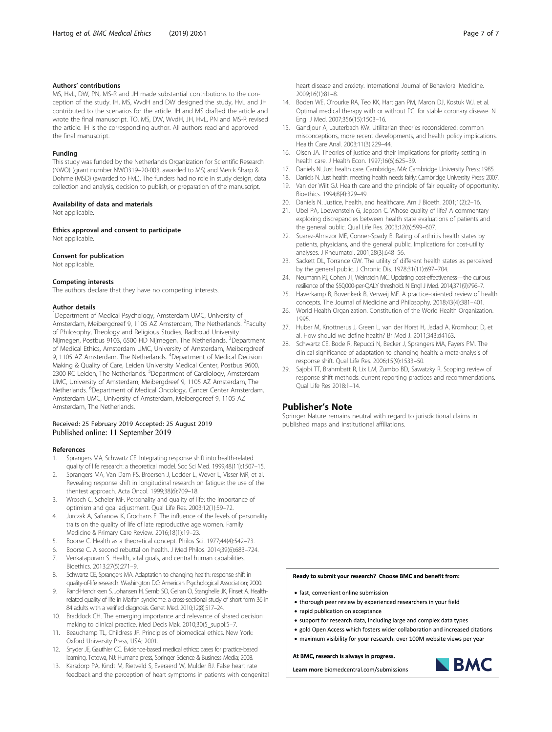### Authors' contributions

MS, HvL, DW, PN, MS-R and JH made substantial contributions to the conception of the study. IH, MS, WvdH and DW designed the study, HvL and JH contributed to the scenarios for the article. IH and MS drafted the article and wrote the final manuscript. TO, MS, DW, WvdH, JH, HvL, PN and MS-R revised the article. IH is the corresponding author. All authors read and approved the final manuscript.

### Funding

This study was funded by the Netherlands Organization for Scientific Research (NWO) (grant number NWO319–20-003, awarded to MS) and Merck Sharp & Dohme (MSD) (awarded to HvL). The funders had no role in study design, data collection and analysis, decision to publish, or preparation of the manuscript.

### Availability of data and materials

Not applicable.

### Ethics approval and consent to participate

Not applicable.

### Consent for publication

Not applicable.

### Competing interests

The authors declare that they have no competing interests.

### Author details

[1]Department of Medical Psychology, Amsterdam UMC, University of Amsterdam, Meibergdreef 9, 1105 AZ Amsterdam, The Netherlands. [2]Faculty of Philosophy, Theology and Religious Studies, Radboud University Nijmegen, Postbus 9103, 6500 HD Nijmegen, The Netherlands. [3]Department of Medical Ethics, Amsterdam UMC, University of Amsterdam, Meibergdreef 9, 1105 AZ Amsterdam, The Netherlands. [4]Department of Medical Decision Making & Quality of Care, Leiden University Medical Center, Postbus 9600, 2300 RC Leiden, The Netherlands. [5]Department of Cardiology, Amsterdam UMC, University of Amsterdam, Meibergdreef 9, 1105 AZ Amsterdam, The Netherlands. [6]Department of Medical Oncology, Cancer Center Amsterdam, Amsterdam UMC, University of Amsterdam, Meibergdreef 9, 1105 AZ Amsterdam, The Netherlands.

Received: 25 February 2019 Accepted: 25 August 2019
Published online: 11 September 2019

### References

1. Sprangers MA, Schwartz CE. Integrating response shift into health-related quality of life research: a theoretical model. Soc Sci Med. 1999;48(11):1507–15.
2. Sprangers MA, Van Dam FS, Broersen J, Lodder L, Wever L, Visser MR, et al. Revealing response shift in longitudinal research on fatigue: the use of the thentest approach. Acta Oncol. 1999;38(6):709–18.
3. Wrosch C, Scheier MF. Personality and quality of life: the importance of optimism and goal adjustment. Qual Life Res. 2003;12(1):59–72.
4. Jurczak A, Safranow K, Grochans E. The influence of the levels of personality traits on the quality of life of late reproductive age women. Family Medicine & Primary Care Review. 2016;18(1):19–23.
5. Boorse C. Health as a theoretical concept. Philos Sci. 1977;44(4):542–73.
6. Boorse C. A second rebuttal on health. J Med Philos. 2014;39(6):683–724.
7. Venkatapuram S. Health, vital goals, and central human capabilities. Bioethics. 2013;27(5):271–9.
8. Schwartz CE, Sprangers MA. Adaptation to changing health: response shift in quality-of-life research. Washington DC: American Psychological Association; 2000.
9. Rand-Hendriksen S, Johansen H, Semb SO, Geiran O, Stanghelle JK, Finset A. Health-related quality of life in Marfan syndrome: a cross-sectional study of short form 36 in 84 adults with a verified diagnosis. Genet Med. 2010;12(8):517–24.
10. Braddock CH. The emerging importance and relevance of shared decision making to clinical practice. Med Decis Mak. 2010;30(5_suppl:5–7.
11. Beauchamp TL, Childress JF. Principles of biomedical ethics. New York: Oxford University Press, USA; 2001.
12. Snyder JE, Gauthier CC. Evidence-based medical ethics:: cases for practice-based learning. Totowa, NJ: Humana press, Springer Science & Business Media; 2008.
13. Karsdorp PA, Kindt M, Rietveld S, Everaerd W, Mulder BJ. False heart rate feedback and the perception of heart symptoms in patients with congenital heart disease and anxiety. International Journal of Behavioral Medicine. 2009;16(1):81–8.
14. Boden WE, O'rourke RA, Teo KK, Hartigan PM, Maron DJ, Kostuk WJ, et al. Optimal medical therapy with or without PCI for stable coronary disease. N Engl J Med. 2007;356(15):1503–16.
15. Gandjour A, Lauterbach KW. Utilitarian theories reconsidered: common misconceptions, more recent developments, and health policy implications. Health Care Anal. 2003;11(3):229–44.
16. Olsen JA. Theories of justice and their implications for priority setting in health care. J Health Econ. 1997;16(6):625–39.
17. Daniels N. Just health care. Cambridge, MA: Cambridge University Press; 1985.
18. Daniels N. Just health: meeting health needs fairly: Cambridge University Press; 2007.
19. Van der Wilt GJ. Health care and the principle of fair equality of opportunity. Bioethics. 1994;8(4):329–49.
20. Daniels N. Justice, health, and healthcare. Am J Bioeth. 2001;1(2):2–16.
21. Ubel PA, Loewenstein G, Jepson C. Whose quality of life? A commentary exploring discrepancies between health state evaluations of patients and the general public. Qual Life Res. 2003;12(6):599–607.
22. Suarez-Almazor ME, Conner-Spady B. Rating of arthritis health states by patients, physicians, and the general public. Implications for cost-utility analyses. J Rheumatol. 2001;28(3):648–56.
23. Sackett DL, Torrance GW. The utility of different health states as perceived by the general public. J Chronic Dis. 1978;31(11):697–704.
24. Neumann PJ, Cohen JT, Weinstein MC. Updating cost-effectiveness—the curious resilience of the $50,000-per-QALY threshold. N Engl J Med. 2014;371(9):796–7.
25. Haverkamp B, Bovenkerk B, Verweij MF. A practice-oriented review of health concepts. The Journal of Medicine and Philosophy. 2018;43(4):381–401.
26. World Health Organization. Constitution of the World Health Organization. 1995.
27. Huber M, Knottnerus J, Green L, van der Horst H, Jadad A, Kromhout D, et al. How should we define health? Br Med J. 2011;343:d4163.
28. Schwartz CE, Bode R, Repucci N, Becker J, Sprangers MA, Fayers PM. The clinical significance of adaptation to changing health: a meta-analysis of response shift. Qual Life Res. 2006;15(9):1533–50.
29. Sajobi TT, Brahmbatt R, Lix LM, Zumbo BD, Sawatzky R. Scoping review of response shift methods: current reporting practices and recommendations. Qual Life Res 2018:1–14.

## Publisher's Note

Springer Nature remains neutral with regard to jurisdictional claims in published maps and institutional affiliations.

**Ready to submit your research? Choose BMC and benefit from:**

- fast, convenient online submission
- thorough peer review by experienced researchers in your field
- rapid publication on acceptance
- support for research data, including large and complex data types
- gold Open Access which fosters wider collaboration and increased citations
- maximum visibility for your research: over 100M website views per year

**At BMC, research is always in progress.**

**Learn more** biomedcentral.com/submissions

BMC